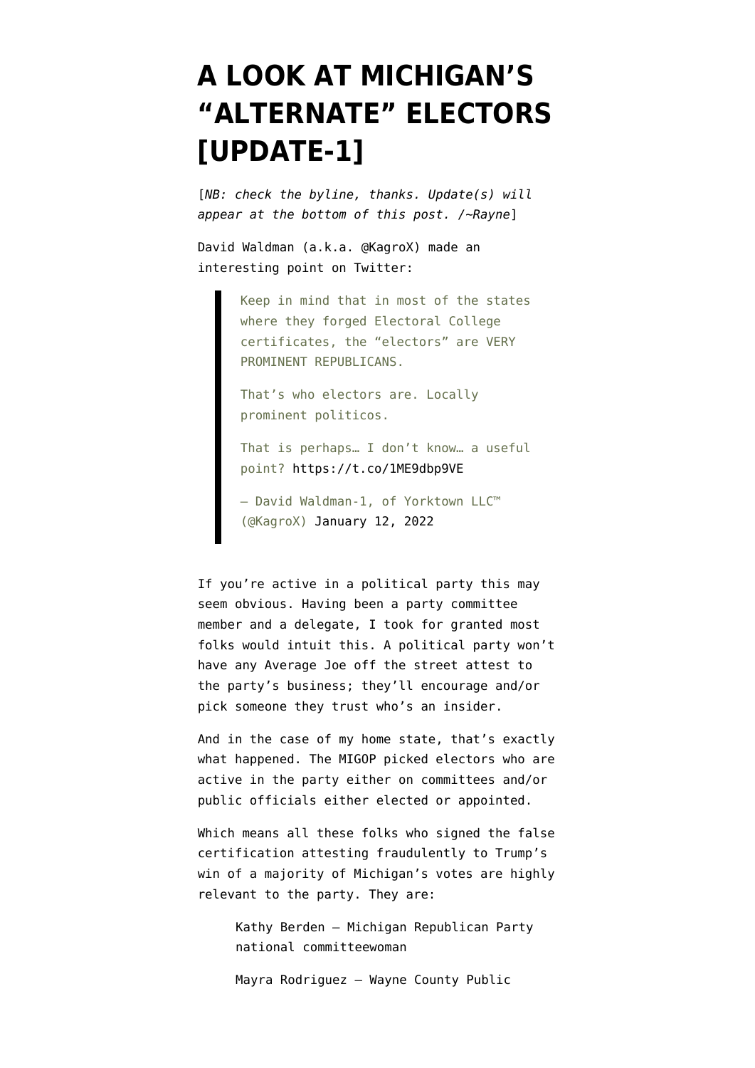# A LOOK AT MICHIGAN'S "ALTERNATE" ELECTORS [UPDATE-1]

[*NB: check the byline, thanks. Update(s) will appear at the bottom of this post. /~Rayne*]

David Waldman (a.k.a. @KagroX) made an interesting point on Twitter:

> Keep in mind that in most of the states where they forged Electoral College certificates, the "electors" are VERY PROMINENT REPUBLICANS.
>
> That's who electors are. Locally prominent politicos.
>
> That is perhaps… I don't know… a useful point? https://t.co/1ME9dbp9VE
>
> — David Waldman-1, of Yorktown LLC™ (@KagroX) January 12, 2022

If you're active in a political party this may seem obvious. Having been a party committee member and a delegate, I took for granted most folks would intuit this. A political party won't have any Average Joe off the street attest to the party's business; they'll encourage and/or pick someone they trust who's an insider.

And in the case of my home state, that's exactly what happened. The MIGOP picked electors who are active in the party either on committees and/or public officials either elected or appointed.

Which means all these folks who signed the false certification attesting fraudulently to Trump's win of a majority of Michigan's votes are highly relevant to the party. They are:

> Kathy Berden – Michigan Republican Party national committeewoman
>
> Mayra Rodriguez – Wayne County Public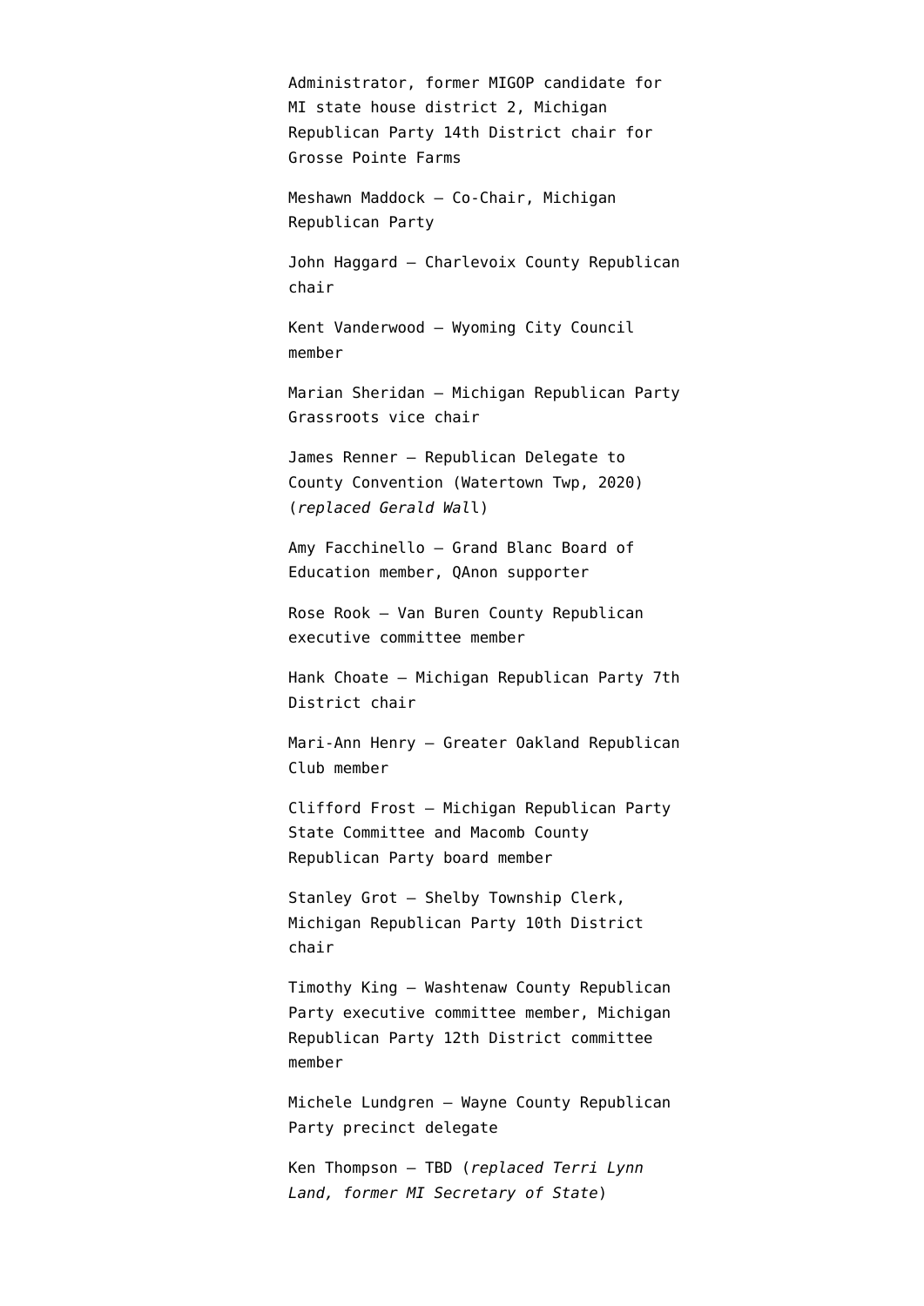Administrator, former MIGOP candidate for MI state house district 2, Michigan Republican Party 14th District chair for Grosse Pointe Farms

Meshawn Maddock – Co-Chair, Michigan Republican Party

John Haggard – Charlevoix County Republican chair

Kent Vanderwood – Wyoming City Council member

Marian Sheridan – Michigan Republican Party Grassroots vice chair

James Renner – Republican Delegate to County Convention (Watertown Twp, 2020) (*replaced Gerald Wall*)

Amy Facchinello – Grand Blanc Board of Education member, QAnon supporter

Rose Rook – Van Buren County Republican executive committee member

Hank Choate – Michigan Republican Party 7th District chair

Mari-Ann Henry – Greater Oakland Republican Club member

Clifford Frost – Michigan Republican Party State Committee and Macomb County Republican Party board member

Stanley Grot – Shelby Township Clerk, Michigan Republican Party 10th District chair

Timothy King – Washtenaw County Republican Party executive committee member, Michigan Republican Party 12th District committee member

Michele Lundgren – Wayne County Republican Party precinct delegate

Ken Thompson – TBD (*replaced Terri Lynn Land, former MI Secretary of State*)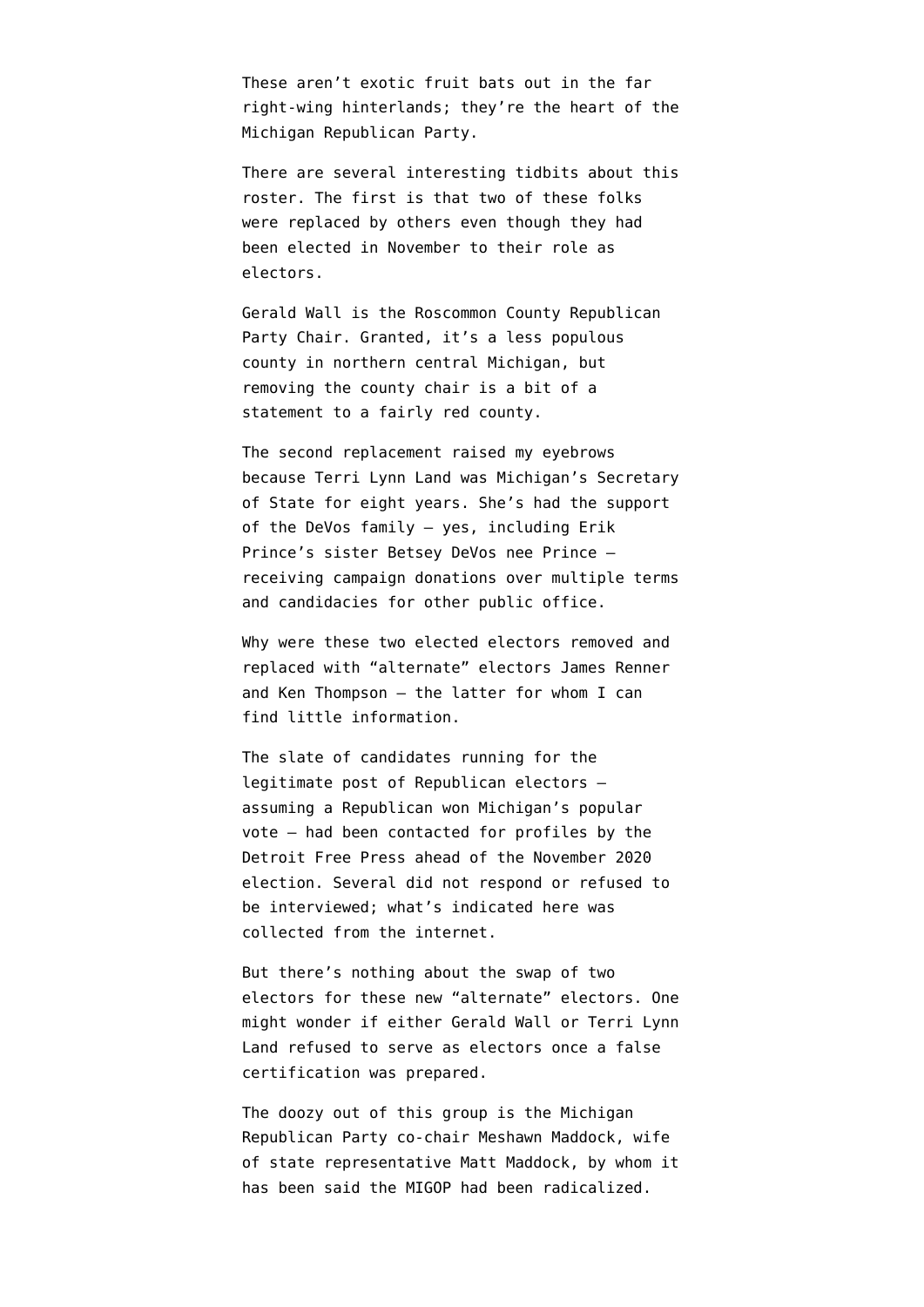These aren't exotic fruit bats out in the far right-wing hinterlands; they're the heart of the Michigan Republican Party.

There are several interesting tidbits about this roster. The first is that two of these folks were replaced by others even though they had been elected in November to their role as electors.

Gerald Wall is the Roscommon County Republican Party Chair. Granted, it's a less populous county in northern central Michigan, but removing the county chair is a bit of a statement to a fairly red county.

The second replacement raised my eyebrows because Terri Lynn Land was Michigan's Secretary of State for eight years. She's had the support of the DeVos family — yes, including Erik Prince's sister Betsey DeVos nee Prince — receiving campaign donations over multiple terms and candidacies for other public office.

Why were these two elected electors removed and replaced with "alternate" electors James Renner and Ken Thompson — the latter for whom I can find little information.

The slate of candidates running for the legitimate post of Republican electors — assuming a Republican won Michigan's popular vote — had been contacted for profiles by the Detroit Free Press ahead of the November 2020 election. Several did not respond or refused to be interviewed; what's indicated here was collected from the internet.

But there's nothing about the swap of two electors for these new "alternate" electors. One might wonder if either Gerald Wall or Terri Lynn Land refused to serve as electors once a false certification was prepared.

The doozy out of this group is the Michigan Republican Party co-chair Meshawn Maddock, wife of state representative Matt Maddock, by whom it has been said the MIGOP had been radicalized.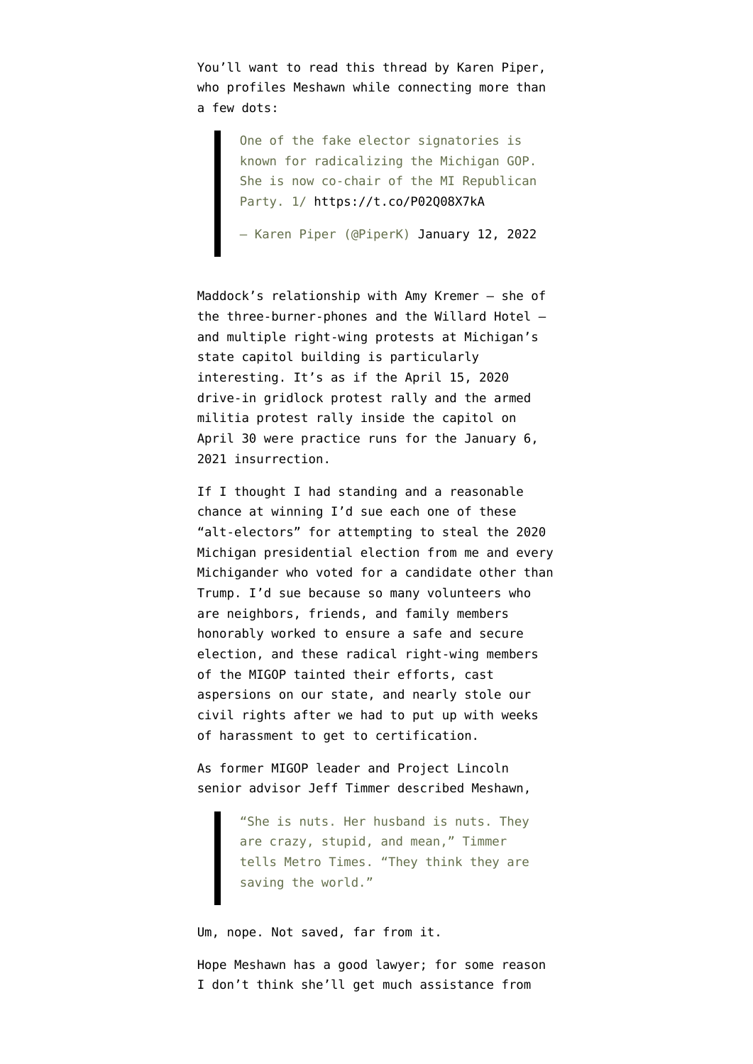You'll want to read this thread by Karen Piper, who profiles Meshawn while connecting more than a few dots:

> One of the fake elector signatories is known for radicalizing the Michigan GOP. She is now co-chair of the MI Republican Party. 1/ https://t.co/P02Q08X7kA
>
> — Karen Piper (@PiperK) January 12, 2022

Maddock's relationship with Amy Kremer — she of the three-burner-phones and the Willard Hotel — and multiple right-wing protests at Michigan's state capitol building is particularly interesting. It's as if the April 15, 2020 drive-in gridlock protest rally and the armed militia protest rally inside the capitol on April 30 were practice runs for the January 6, 2021 insurrection.

If I thought I had standing and a reasonable chance at winning I'd sue each one of these "alt-electors" for attempting to steal the 2020 Michigan presidential election from me and every Michigander who voted for a candidate other than Trump. I'd sue because so many volunteers who are neighbors, friends, and family members honorably worked to ensure a safe and secure election, and these radical right-wing members of the MIGOP tainted their efforts, cast aspersions on our state, and nearly stole our civil rights after we had to put up with weeks of harassment to get to certification.

As former MIGOP leader and Project Lincoln senior advisor Jeff Timmer described Meshawn,

> "She is nuts. Her husband is nuts. They are crazy, stupid, and mean," Timmer tells Metro Times. "They think they are saving the world."

Um, nope. Not saved, far from it.

Hope Meshawn has a good lawyer; for some reason I don't think she'll get much assistance from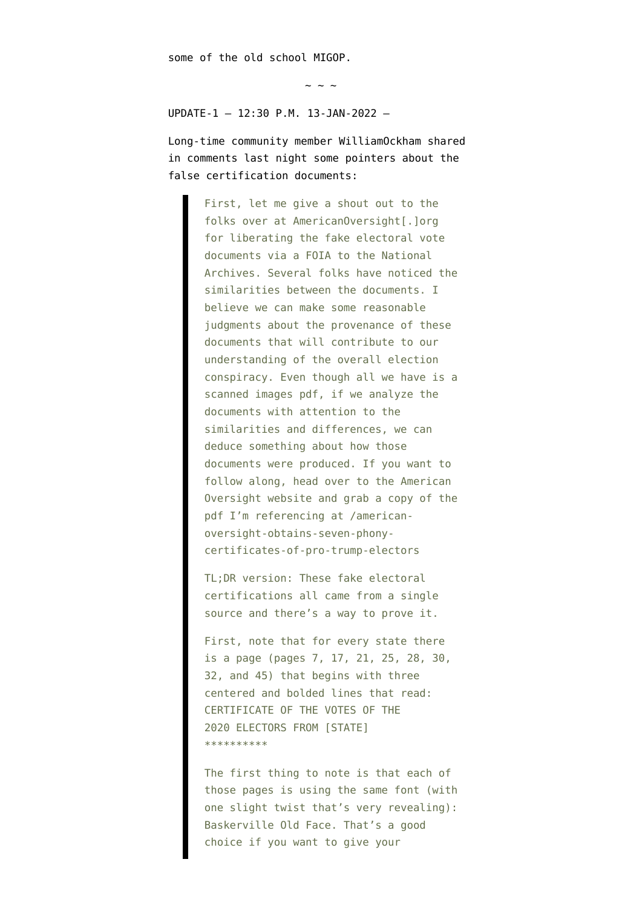some of the old school MIGOP.

~ ~ ~

UPDATE-1 — 12:30 P.M. 13-JAN-2022 —

Long-time community member WilliamOckham shared in comments last night some pointers about the false certification documents:

> First, let me give a shout out to the folks over at AmericanOversight[.]org for liberating the fake electoral vote documents via a FOIA to the National Archives. Several folks have noticed the similarities between the documents. I believe we can make some reasonable judgments about the provenance of these documents that will contribute to our understanding of the overall election conspiracy. Even though all we have is a scanned images pdf, if we analyze the documents with attention to the similarities and differences, we can deduce something about how those documents were produced. If you want to follow along, head over to the American Oversight website and grab a copy of the pdf I'm referencing at /american-oversight-obtains-seven-phony-certificates-of-pro-trump-electors
>
> TL;DR version: These fake electoral certifications all came from a single source and there's a way to prove it.
>
> First, note that for every state there is a page (pages 7, 17, 21, 25, 28, 30, 32, and 45) that begins with three centered and bolded lines that read:
> CERTIFICATE OF THE VOTES OF THE
> 2020 ELECTORS FROM [STATE]
> **********
>
> The first thing to note is that each of those pages is using the same font (with one slight twist that's very revealing): Baskerville Old Face. That's a good choice if you want to give your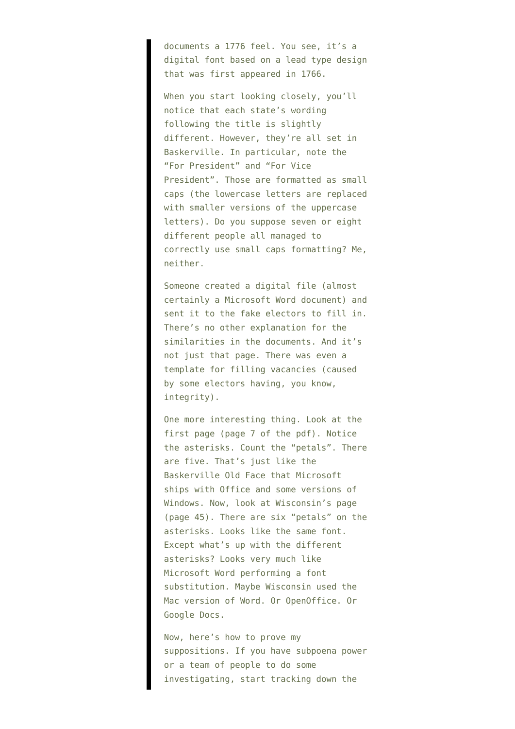documents a 1776 feel. You see, it’s a digital font based on a lead type design that was first appeared in 1766.

When you start looking closely, you’ll notice that each state’s wording following the title is slightly different. However, they’re all set in Baskerville. In particular, note the “For President” and “For Vice President”. Those are formatted as small caps (the lowercase letters are replaced with smaller versions of the uppercase letters). Do you suppose seven or eight different people all managed to correctly use small caps formatting? Me, neither.

Someone created a digital file (almost certainly a Microsoft Word document) and sent it to the fake electors to fill in. There’s no other explanation for the similarities in the documents. And it’s not just that page. There was even a template for filling vacancies (caused by some electors having, you know, integrity).

One more interesting thing. Look at the first page (page 7 of the pdf). Notice the asterisks. Count the “petals”. There are five. That’s just like the Baskerville Old Face that Microsoft ships with Office and some versions of Windows. Now, look at Wisconsin’s page (page 45). There are six “petals” on the asterisks. Looks like the same font. Except what’s up with the different asterisks? Looks very much like Microsoft Word performing a font substitution. Maybe Wisconsin used the Mac version of Word. Or OpenOffice. Or Google Docs.

Now, here’s how to prove my suppositions. If you have subpoena power or a team of people to do some investigating, start tracking down the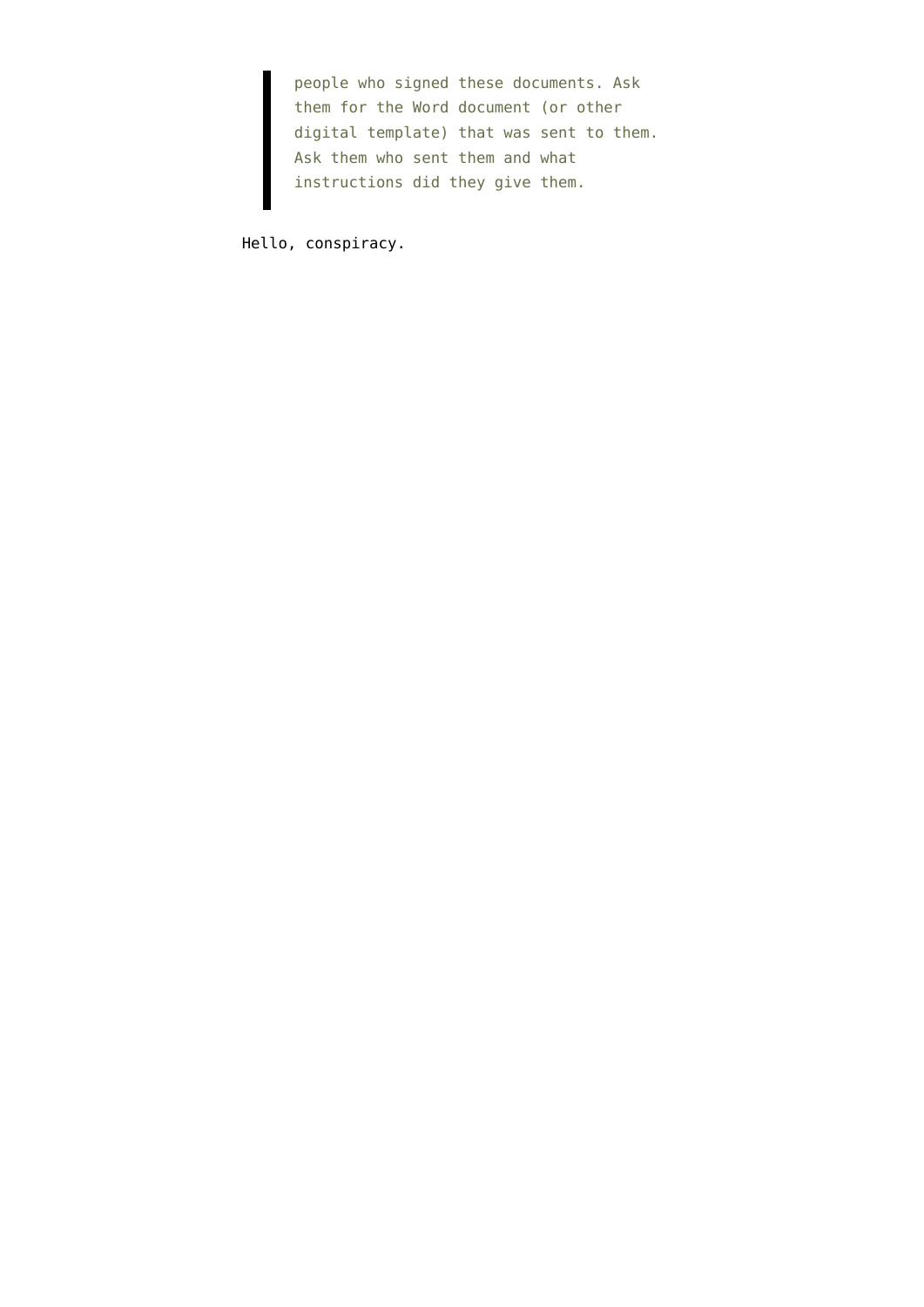> people who signed these documents. Ask them for the Word document (or other digital template) that was sent to them. Ask them who sent them and what instructions did they give them.

Hello, conspiracy.